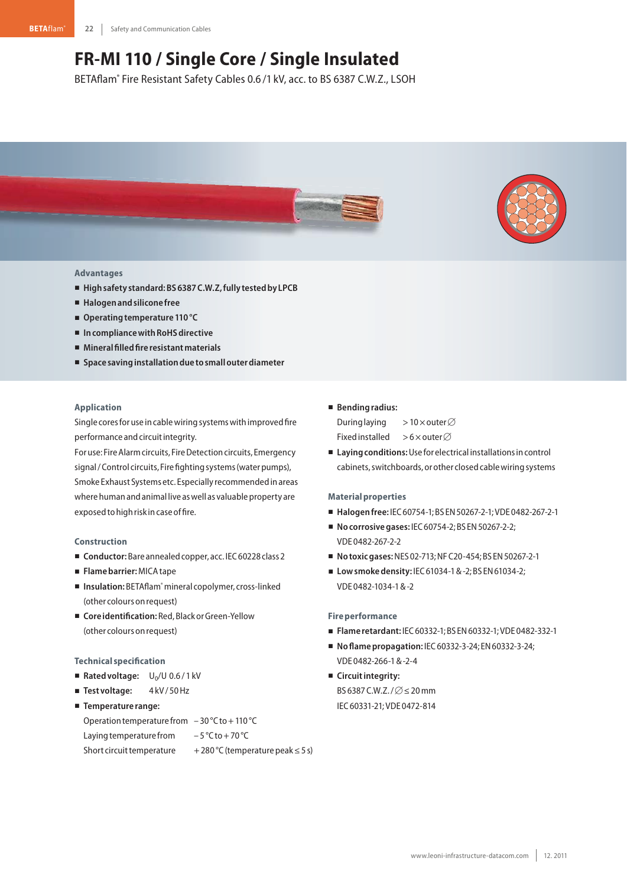# FR-MI 110 / Single Core / Single Insulated

BETAflam® Fire Resistant Safety Cables 0.6 / 1 kV, acc. to BS 6387 C.W.Z., LSOH

## Advantages

- **High safety standard: BS 6387 C.W.Z, fully tested by LPCB**
- **Halogen and silicone free**
- **Operating temperature 110 °C**
- **In compliance with RoHS directive**
- **Mineral filled fire resistant materials**
- **Space saving installation due to small outer diameter**

## Application

Single cores for use in cable wiring systems with improved fire performance and circuit integrity.

For use: Fire Alarm circuits, Fire Detection circuits, Emergency signal / Control circuits, Fire fighting systems (water pumps), Smoke Exhaust Systems etc. Especially recommended in areas where human and animal live as well as valuable property are exposed to high risk in case of fire.

## Construction

- **Conductor:** Bare annealed copper, acc. IEC 60228 class 2
- **Flame barrier:** MICA tape
- **Insulation:** BETAflam® mineral copolymer, cross-linked (other colours on request)
- **Core identification:** Red, Black or Green-Yellow (other colours on request)

## Technical specification

- **Rated voltage:** $U_0/U$ 0.6 / 1 kV
- **Test voltage:** 4 kV / 50 Hz
- **Temperature range:**

  Operation temperature from − 30 °C to + 110 °C

  Laying temperature from − 5 °C to + 70 °C

  Short circuit temperature + 280 °C (temperature peak ≤ 5 s)

- **Bending radius:**

  During laying > 10 × outer ∅

  Fixed installed > 6 × outer ∅

- **Laying conditions:** Use for electrical installations in control cabinets, switchboards, or other closed cable wiring systems

## Material properties

- **Halogen free:** IEC 60754-1; BS EN 50267-2-1; VDE 0482-267-2-1
- **No corrosive gases:** IEC 60754-2; BS EN 50267-2-2; VDE 0482-267-2-2
- **No toxic gases:** NES 02-713; NF C20-454; BS EN 50267-2-1
- **Low smoke density:** IEC 61034-1 & -2; BS EN 61034-2; VDE 0482-1034-1 & -2

## Fire performance

- **Flame retardant:** IEC 60332-1; BS EN 60332-1; VDE 0482-332-1
- **No flame propagation:** IEC 60332-3-24; EN 60332-3-24; VDE 0482-266-1 & -2-4
- **Circuit integrity:**

  BS 6387 C.W.Z. / ∅ ≤ 20 mm

  IEC 60331-21; VDE 0472-814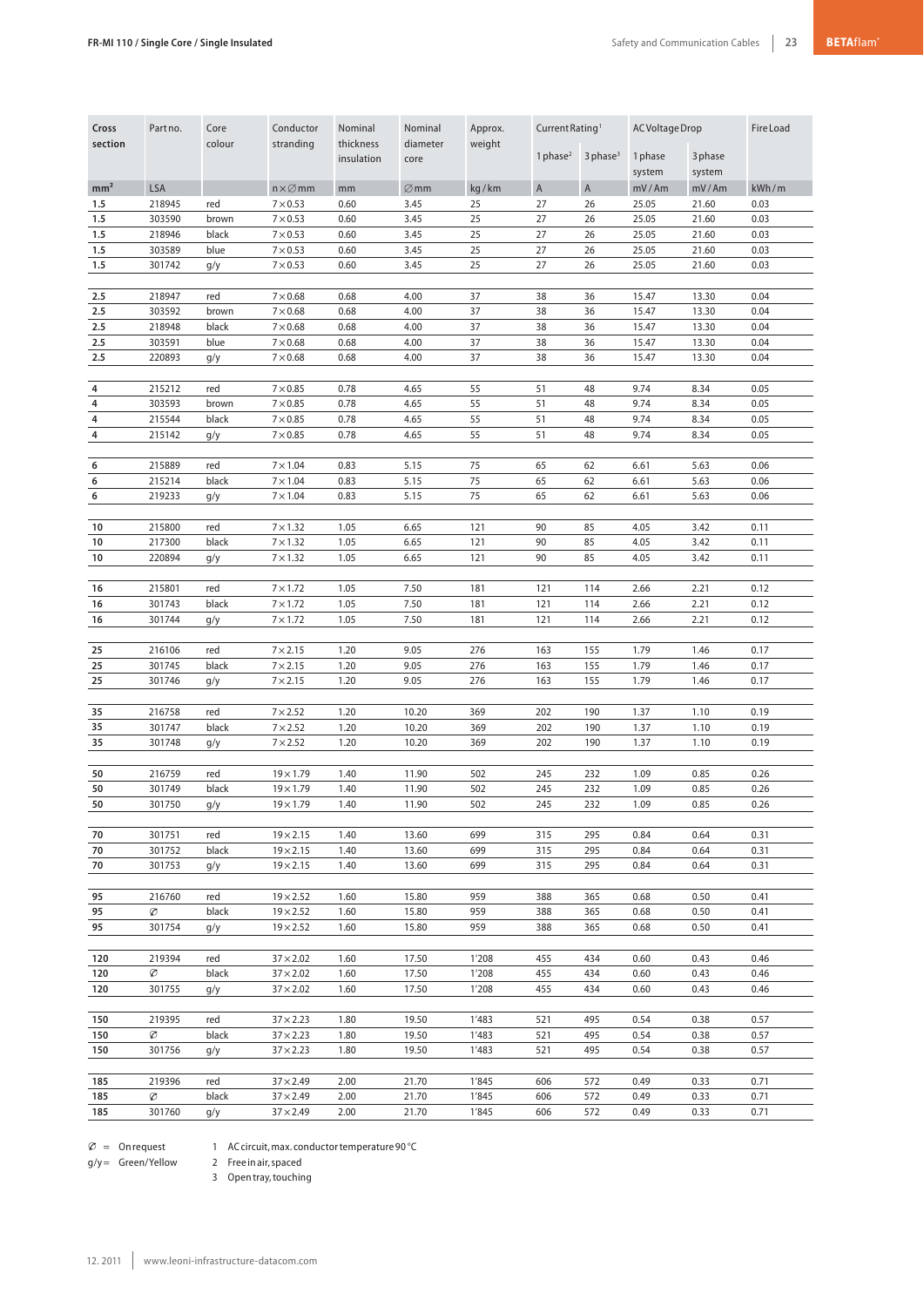## FR-MI 110 / Single Core / Single Insulated

| Cross section | Part no. | Core colour | Conductor stranding | Nominal thickness insulation | Nominal diameter core | Approx. weight | Current Rating[1] | | AC Voltage Drop | | Fire Load |
|---|---|---|---|---|---|---|---|---|---|---|---|
| | | | | | | | 1 phase[2] | 3 phase[3] | 1 phase system | 3 phase system | |
| mm² | LSA | | n × ∅mm | mm | ∅mm | kg / km | A | A | mV / Am | mV / Am | kWh / m |
| 1.5 | 218945 | red | 7 × 0.53 | 0.60 | 3.45 | 25 | 27 | 26 | 25.05 | 21.60 | 0.03 |
| 1.5 | 303590 | brown | 7 × 0.53 | 0.60 | 3.45 | 25 | 27 | 26 | 25.05 | 21.60 | 0.03 |
| 1.5 | 218946 | black | 7 × 0.53 | 0.60 | 3.45 | 25 | 27 | 26 | 25.05 | 21.60 | 0.03 |
| 1.5 | 303589 | blue | 7 × 0.53 | 0.60 | 3.45 | 25 | 27 | 26 | 25.05 | 21.60 | 0.03 |
| 1.5 | 301742 | g/y | 7 × 0.53 | 0.60 | 3.45 | 25 | 27 | 26 | 25.05 | 21.60 | 0.03 |
| 2.5 | 218947 | red | 7 × 0.68 | 0.68 | 4.00 | 37 | 38 | 36 | 15.47 | 13.30 | 0.04 |
| 2.5 | 303592 | brown | 7 × 0.68 | 0.68 | 4.00 | 37 | 38 | 36 | 15.47 | 13.30 | 0.04 |
| 2.5 | 218948 | black | 7 × 0.68 | 0.68 | 4.00 | 37 | 38 | 36 | 15.47 | 13.30 | 0.04 |
| 2.5 | 303591 | blue | 7 × 0.68 | 0.68 | 4.00 | 37 | 38 | 36 | 15.47 | 13.30 | 0.04 |
| 2.5 | 220893 | g/y | 7 × 0.68 | 0.68 | 4.00 | 37 | 38 | 36 | 15.47 | 13.30 | 0.04 |
| 4 | 215212 | red | 7 × 0.85 | 0.78 | 4.65 | 55 | 51 | 48 | 9.74 | 8.34 | 0.05 |
| 4 | 303593 | brown | 7 × 0.85 | 0.78 | 4.65 | 55 | 51 | 48 | 9.74 | 8.34 | 0.05 |
| 4 | 215544 | black | 7 × 0.85 | 0.78 | 4.65 | 55 | 51 | 48 | 9.74 | 8.34 | 0.05 |
| 4 | 215142 | g/y | 7 × 0.85 | 0.78 | 4.65 | 55 | 51 | 48 | 9.74 | 8.34 | 0.05 |
| 6 | 215889 | red | 7 × 1.04 | 0.83 | 5.15 | 75 | 65 | 62 | 6.61 | 5.63 | 0.06 |
| 6 | 215214 | black | 7 × 1.04 | 0.83 | 5.15 | 75 | 65 | 62 | 6.61 | 5.63 | 0.06 |
| 6 | 219233 | g/y | 7 × 1.04 | 0.83 | 5.15 | 75 | 65 | 62 | 6.61 | 5.63 | 0.06 |
| 10 | 215800 | red | 7 × 1.32 | 1.05 | 6.65 | 121 | 90 | 85 | 4.05 | 3.42 | 0.11 |
| 10 | 217300 | black | 7 × 1.32 | 1.05 | 6.65 | 121 | 90 | 85 | 4.05 | 3.42 | 0.11 |
| 10 | 220894 | g/y | 7 × 1.32 | 1.05 | 6.65 | 121 | 90 | 85 | 4.05 | 3.42 | 0.11 |
| 16 | 215801 | red | 7 × 1.72 | 1.05 | 7.50 | 181 | 121 | 114 | 2.66 | 2.21 | 0.12 |
| 16 | 301743 | black | 7 × 1.72 | 1.05 | 7.50 | 181 | 121 | 114 | 2.66 | 2.21 | 0.12 |
| 16 | 301744 | g/y | 7 × 1.72 | 1.05 | 7.50 | 181 | 121 | 114 | 2.66 | 2.21 | 0.12 |
| 25 | 216106 | red | 7 × 2.15 | 1.20 | 9.05 | 276 | 163 | 155 | 1.79 | 1.46 | 0.17 |
| 25 | 301745 | black | 7 × 2.15 | 1.20 | 9.05 | 276 | 163 | 155 | 1.79 | 1.46 | 0.17 |
| 25 | 301746 | g/y | 7 × 2.15 | 1.20 | 9.05 | 276 | 163 | 155 | 1.79 | 1.46 | 0.17 |
| 35 | 216758 | red | 7 × 2.52 | 1.20 | 10.20 | 369 | 202 | 190 | 1.37 | 1.10 | 0.19 |
| 35 | 301747 | black | 7 × 2.52 | 1.20 | 10.20 | 369 | 202 | 190 | 1.37 | 1.10 | 0.19 |
| 35 | 301748 | g/y | 7 × 2.52 | 1.20 | 10.20 | 369 | 202 | 190 | 1.37 | 1.10 | 0.19 |
| 50 | 216759 | red | 19 × 1.79 | 1.40 | 11.90 | 502 | 245 | 232 | 1.09 | 0.85 | 0.26 |
| 50 | 301749 | black | 19 × 1.79 | 1.40 | 11.90 | 502 | 245 | 232 | 1.09 | 0.85 | 0.26 |
| 50 | 301750 | g/y | 19 × 1.79 | 1.40 | 11.90 | 502 | 245 | 232 | 1.09 | 0.85 | 0.26 |
| 70 | 301751 | red | 19 × 2.15 | 1.40 | 13.60 | 699 | 315 | 295 | 0.84 | 0.64 | 0.31 |
| 70 | 301752 | black | 19 × 2.15 | 1.40 | 13.60 | 699 | 315 | 295 | 0.84 | 0.64 | 0.31 |
| 70 | 301753 | g/y | 19 × 2.15 | 1.40 | 13.60 | 699 | 315 | 295 | 0.84 | 0.64 | 0.31 |
| 95 | 216760 | red | 19 × 2.52 | 1.60 | 15.80 | 959 | 388 | 365 | 0.68 | 0.50 | 0.41 |
| 95 | ✆ | black | 19 × 2.52 | 1.60 | 15.80 | 959 | 388 | 365 | 0.68 | 0.50 | 0.41 |
| 95 | 301754 | g/y | 19 × 2.52 | 1.60 | 15.80 | 959 | 388 | 365 | 0.68 | 0.50 | 0.41 |
| 120 | 219394 | red | 37 × 2.02 | 1.60 | 17.50 | 1'208 | 455 | 434 | 0.60 | 0.43 | 0.46 |
| 120 | ✆ | black | 37 × 2.02 | 1.60 | 17.50 | 1'208 | 455 | 434 | 0.60 | 0.43 | 0.46 |
| 120 | 301755 | g/y | 37 × 2.02 | 1.60 | 17.50 | 1'208 | 455 | 434 | 0.60 | 0.43 | 0.46 |
| 150 | 219395 | red | 37 × 2.23 | 1.80 | 19.50 | 1'483 | 521 | 495 | 0.54 | 0.38 | 0.57 |
| 150 | ✆ | black | 37 × 2.23 | 1.80 | 19.50 | 1'483 | 521 | 495 | 0.54 | 0.38 | 0.57 |
| 150 | 301756 | g/y | 37 × 2.23 | 1.80 | 19.50 | 1'483 | 521 | 495 | 0.54 | 0.38 | 0.57 |
| 185 | 219396 | red | 37 × 2.49 | 2.00 | 21.70 | 1'845 | 606 | 572 | 0.49 | 0.33 | 0.71 |
| 185 | ✆ | black | 37 × 2.49 | 2.00 | 21.70 | 1'845 | 606 | 572 | 0.49 | 0.33 | 0.71 |
| 185 | 301760 | g/y | 37 × 2.49 | 2.00 | 21.70 | 1'845 | 606 | 572 | 0.49 | 0.33 | 0.71 |

✆ = On request
g/y = Green/Yellow

1 AC circuit, max. conductor temperature 90 °C
2 Free in air, spaced
3 Open tray, touching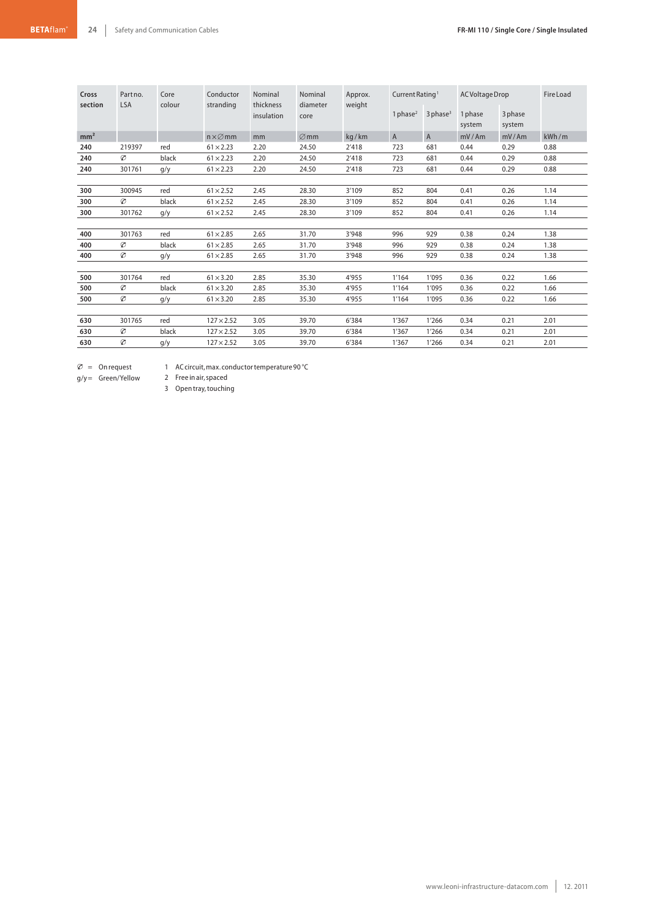| Cross section | Part no. LSA | Core colour | Conductor stranding | Nominal thickness insulation | Nominal diameter core | Approx. weight | Current Rating[1] | | AC Voltage Drop | | Fire Load |
|---|---|---|---|---|---|---|---|---|---|---|---|
| | | | | | | | 1 phase[2] | 3 phase[3] | 1 phase system | 3 phase system | |
| mm² | | | n × ∅ mm | mm | ∅ mm | kg / km | A | A | mV / Am | mV / Am | kWh / m |
| **240** | 219397 | red | 61 × 2.23 | 2.20 | 24.50 | 2'418 | 723 | 681 | 0.44 | 0.29 | 0.88 |
| **240** | ∅ | black | 61 × 2.23 | 2.20 | 24.50 | 2'418 | 723 | 681 | 0.44 | 0.29 | 0.88 |
| **240** | 301761 | g/y | 61 × 2.23 | 2.20 | 24.50 | 2'418 | 723 | 681 | 0.44 | 0.29 | 0.88 |
| **300** | 300945 | red | 61 × 2.52 | 2.45 | 28.30 | 3'109 | 852 | 804 | 0.41 | 0.26 | 1.14 |
| **300** | ∅ | black | 61 × 2.52 | 2.45 | 28.30 | 3'109 | 852 | 804 | 0.41 | 0.26 | 1.14 |
| **300** | 301762 | g/y | 61 × 2.52 | 2.45 | 28.30 | 3'109 | 852 | 804 | 0.41 | 0.26 | 1.14 |
| **400** | 301763 | red | 61 × 2.85 | 2.65 | 31.70 | 3'948 | 996 | 929 | 0.38 | 0.24 | 1.38 |
| **400** | ∅ | black | 61 × 2.85 | 2.65 | 31.70 | 3'948 | 996 | 929 | 0.38 | 0.24 | 1.38 |
| **400** | ∅ | g/y | 61 × 2.85 | 2.65 | 31.70 | 3'948 | 996 | 929 | 0.38 | 0.24 | 1.38 |
| **500** | 301764 | red | 61 × 3.20 | 2.85 | 35.30 | 4'955 | 1'164 | 1'095 | 0.36 | 0.22 | 1.66 |
| **500** | ∅ | black | 61 × 3.20 | 2.85 | 35.30 | 4'955 | 1'164 | 1'095 | 0.36 | 0.22 | 1.66 |
| **500** | ∅ | g/y | 61 × 3.20 | 2.85 | 35.30 | 4'955 | 1'164 | 1'095 | 0.36 | 0.22 | 1.66 |
| **630** | 301765 | red | 127 × 2.52 | 3.05 | 39.70 | 6'384 | 1'367 | 1'266 | 0.34 | 0.21 | 2.01 |
| **630** | ∅ | black | 127 × 2.52 | 3.05 | 39.70 | 6'384 | 1'367 | 1'266 | 0.34 | 0.21 | 2.01 |
| **630** | ∅ | g/y | 127 × 2.52 | 3.05 | 39.70 | 6'384 | 1'367 | 1'266 | 0.34 | 0.21 | 2.01 |

∅ = On request
g/y = Green/Yellow

1 AC circuit, max. conductor temperature 90 °C
2 Free in air, spaced
3 Open tray, touching